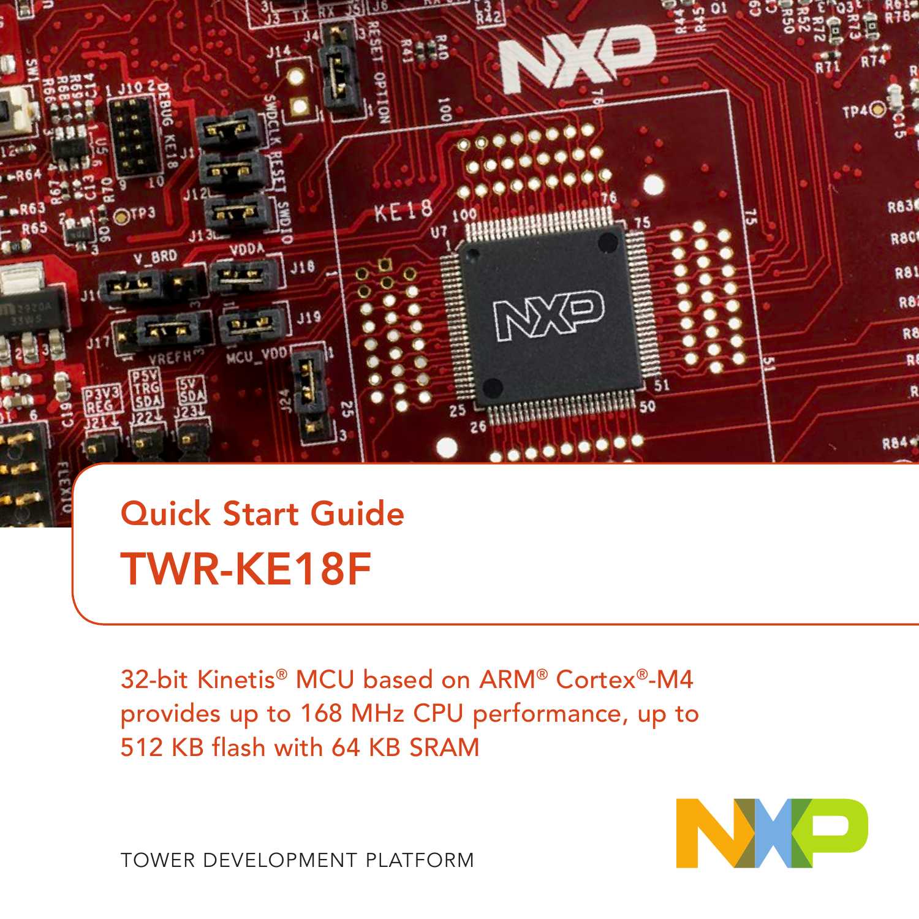# Quick Start Guide

## TWR-KE18F

32-bit Kinetis® MCU based on ARM® Cortex®-M4 provides up to 168 MHz CPU performance, up to 512 KB flash with 64 KB SRAM

TOWER DEVELOPMENT PLATFORM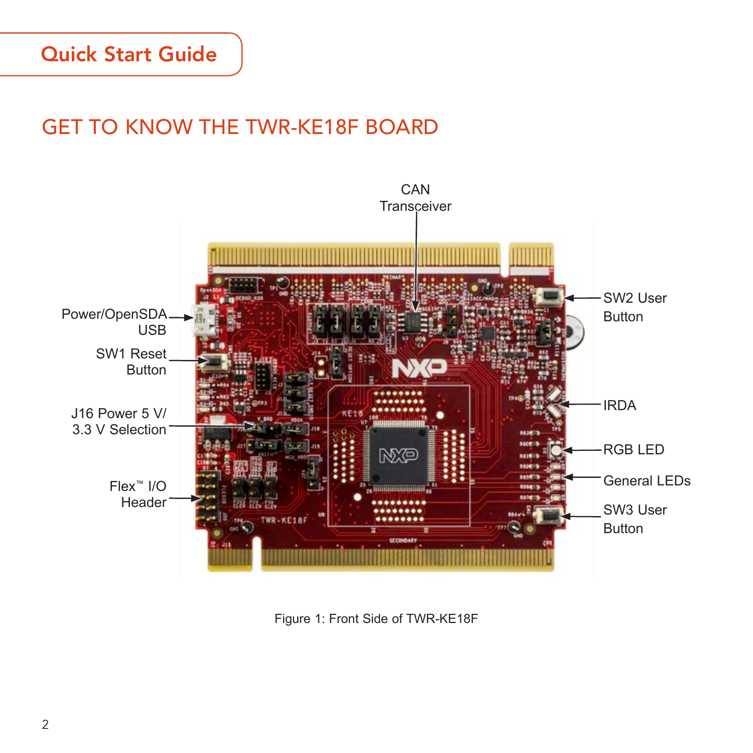# GET TO KNOW THE TWR-KE18F BOARD

CAN Transceiver

Power/OpenSDA USB

SW1 Reset Button

J16 Power 5 V/ 3.3 V Selection

Flex™ I/O Header

SW2 User Button

IRDA

RGB LED

General LEDs

SW3 User Button

Figure 1: Front Side of TWR-KE18F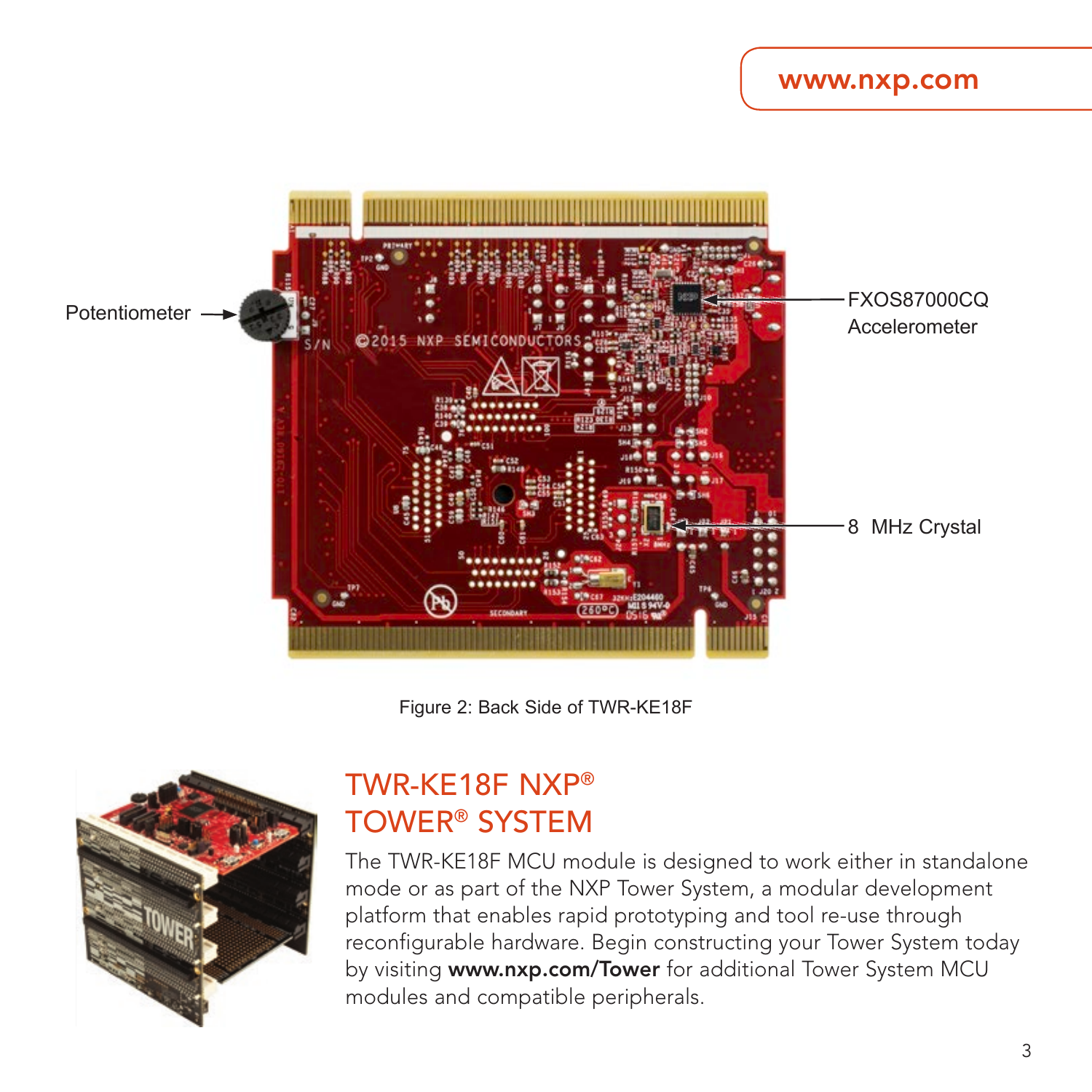Potentiometer

FXOS87000CQ Accelerometer

8 MHz Crystal

Figure 2: Back Side of TWR-KE18F

## TWR-KE18F NXP® TOWER® SYSTEM

The TWR-KE18F MCU module is designed to work either in standalone mode or as part of the NXP Tower System, a modular development platform that enables rapid prototyping and tool re-use through reconfigurable hardware. Begin constructing your Tower System today by visiting **www.nxp.com/Tower** for additional Tower System MCU modules and compatible peripherals.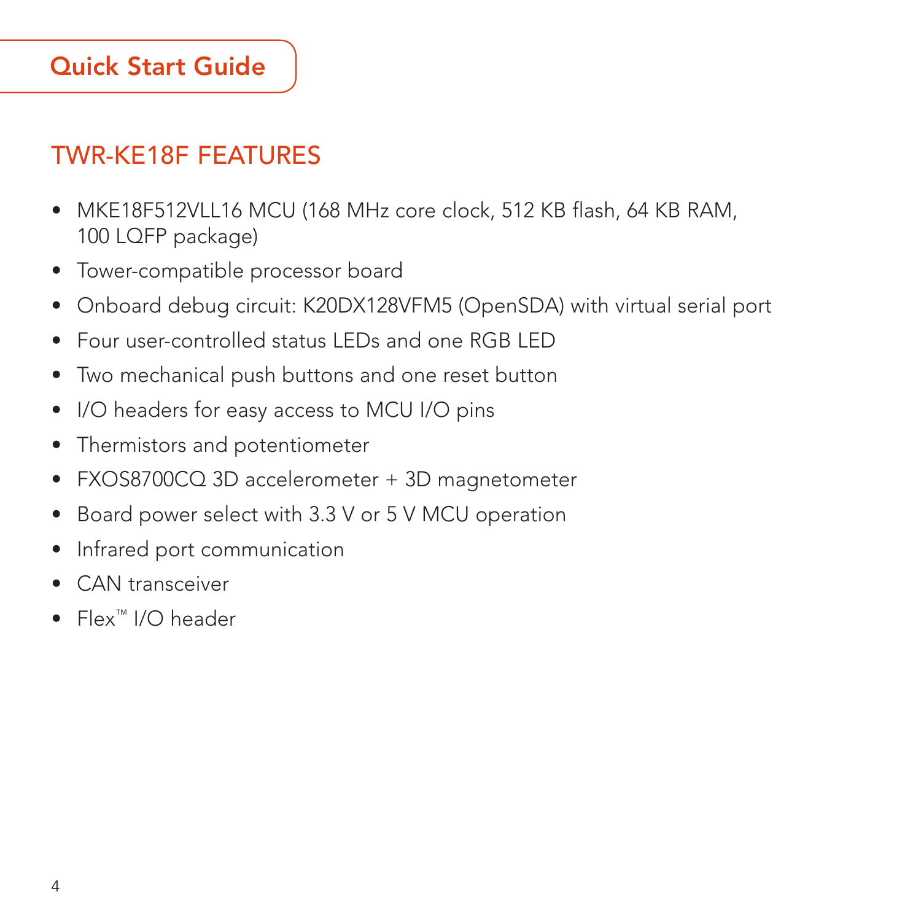## TWR-KE18F FEATURES

- MKE18F512VLL16 MCU (168 MHz core clock, 512 KB flash, 64 KB RAM, 100 LQFP package)
- Tower-compatible processor board
- Onboard debug circuit: K20DX128VFM5 (OpenSDA) with virtual serial port
- Four user-controlled status LEDs and one RGB LED
- Two mechanical push buttons and one reset button
- I/O headers for easy access to MCU I/O pins
- Thermistors and potentiometer
- FXOS8700CQ 3D accelerometer + 3D magnetometer
- Board power select with 3.3 V or 5 V MCU operation
- Infrared port communication
- CAN transceiver
- Flex™ I/O header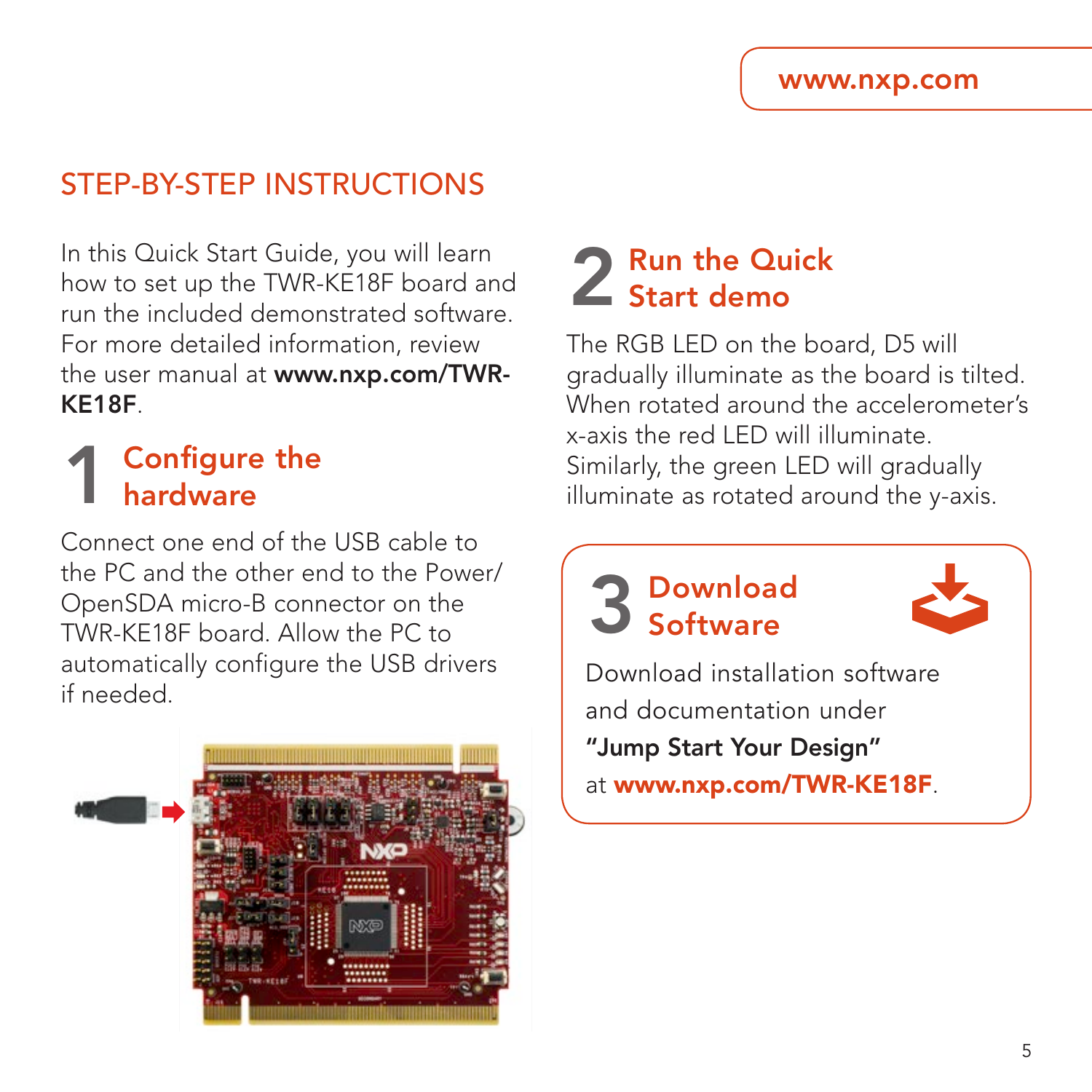## STEP-BY-STEP INSTRUCTIONS

In this Quick Start Guide, you will learn how to set up the TWR-KE18F board and run the included demonstrated software. For more detailed information, review the user manual at **www.nxp.com/TWR-KE18F**.

### 1 Configure the hardware

Connect one end of the USB cable to the PC and the other end to the Power/ OpenSDA micro-B connector on the TWR-KE18F board. Allow the PC to automatically configure the USB drivers if needed.

### 2 Run the Quick Start demo

The RGB LED on the board, D5 will gradually illuminate as the board is tilted. When rotated around the accelerometer's x-axis the red LED will illuminate. Similarly, the green LED will gradually illuminate as rotated around the y-axis.

### 3 Download Software

Download installation software and documentation under **"Jump Start Your Design"** at **www.nxp.com/TWR-KE18F**.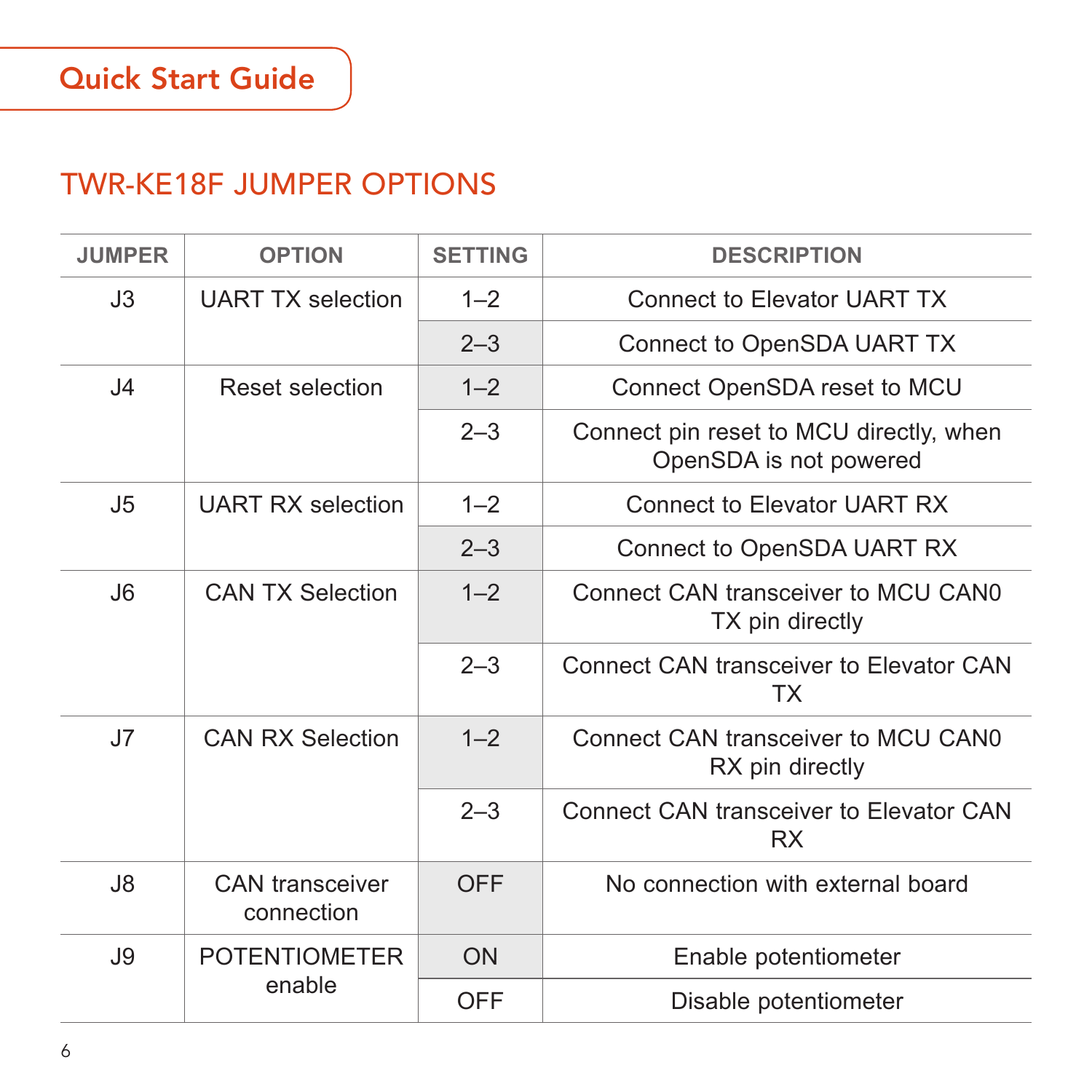## TWR-KE18F JUMPER OPTIONS

| JUMPER | OPTION | SETTING | DESCRIPTION |
|---|---|---|---|
| J3 | UART TX selection | 1–2 | Connect to Elevator UART TX |
| | | 2–3 | Connect to OpenSDA UART TX |
| J4 | Reset selection | 1–2 | Connect OpenSDA reset to MCU |
| | | 2–3 | Connect pin reset to MCU directly, when OpenSDA is not powered |
| J5 | UART RX selection | 1–2 | Connect to Elevator UART RX |
| | | 2–3 | Connect to OpenSDA UART RX |
| J6 | CAN TX Selection | 1–2 | Connect CAN transceiver to MCU CAN0 TX pin directly |
| | | 2–3 | Connect CAN transceiver to Elevator CAN TX |
| J7 | CAN RX Selection | 1–2 | Connect CAN transceiver to MCU CAN0 RX pin directly |
| | | 2–3 | Connect CAN transceiver to Elevator CAN RX |
| J8 | CAN transceiver connection | OFF | No connection with external board |
| J9 | POTENTIOMETER enable | ON | Enable potentiometer |
| | | OFF | Disable potentiometer |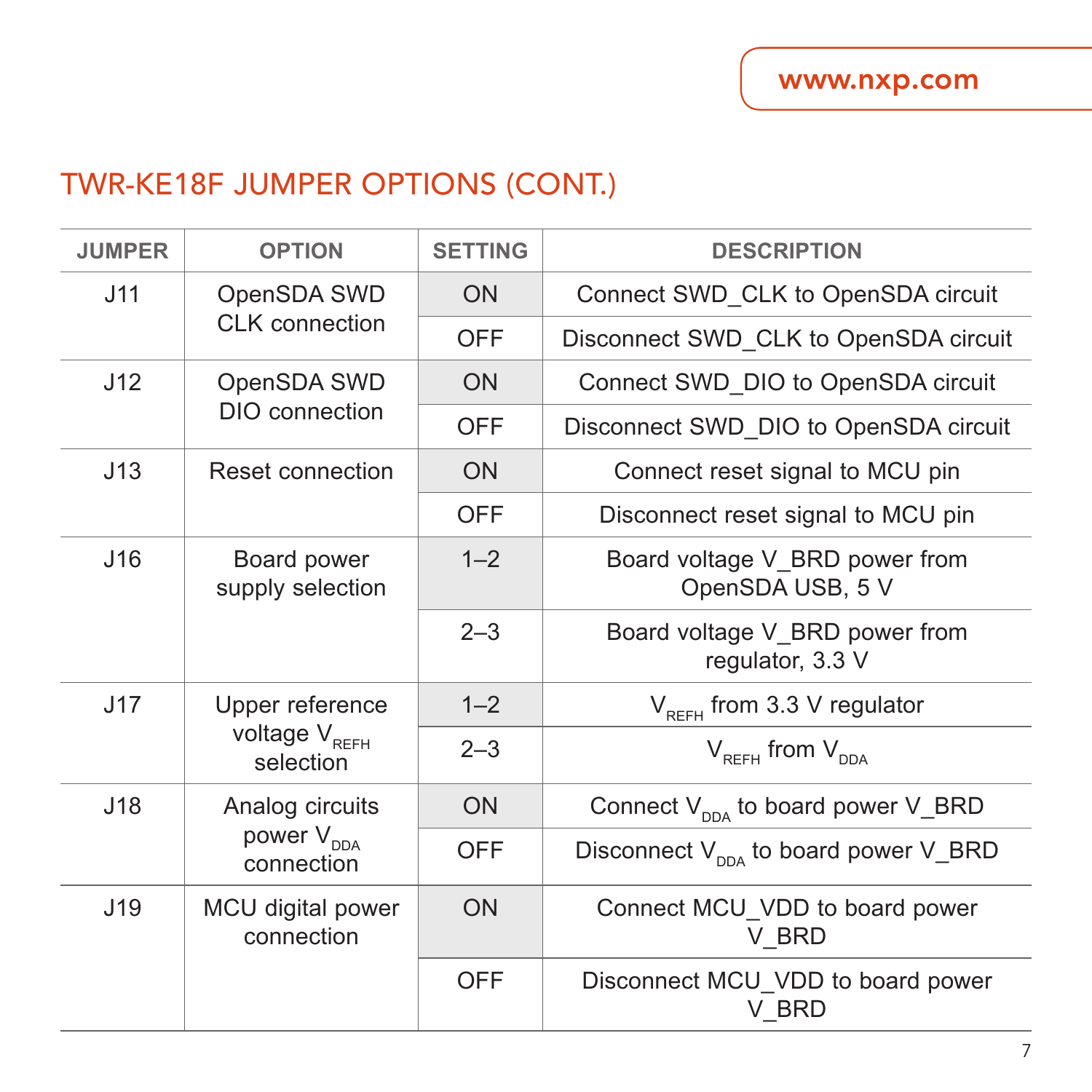## TWR-KE18F JUMPER OPTIONS (CONT.)

| JUMPER | OPTION | SETTING | DESCRIPTION |
|---|---|---|---|
| J11 | OpenSDA SWD CLK connection | ON | Connect SWD_CLK to OpenSDA circuit |
| | | OFF | Disconnect SWD_CLK to OpenSDA circuit |
| J12 | OpenSDA SWD DIO connection | ON | Connect SWD_DIO to OpenSDA circuit |
| | | OFF | Disconnect SWD_DIO to OpenSDA circuit |
| J13 | Reset connection | ON | Connect reset signal to MCU pin |
| | | OFF | Disconnect reset signal to MCU pin |
| J16 | Board power supply selection | 1–2 | Board voltage V_BRD power from OpenSDA USB, 5 V |
| | | 2–3 | Board voltage V_BRD power from regulator, 3.3 V |
| J17 | Upper reference voltage $V_{REFH}$ selection | 1–2 | $V_{REFH}$ from 3.3 V regulator |
| | | 2–3 | $V_{REFH}$ from $V_{DDA}$ |
| J18 | Analog circuits power $V_{DDA}$ connection | ON | Connect $V_{DDA}$ to board power V_BRD |
| | | OFF | Disconnect $V_{DDA}$ to board power V_BRD |
| J19 | MCU digital power connection | ON | Connect MCU_VDD to board power V_BRD |
| | | OFF | Disconnect MCU_VDD to board power V_BRD |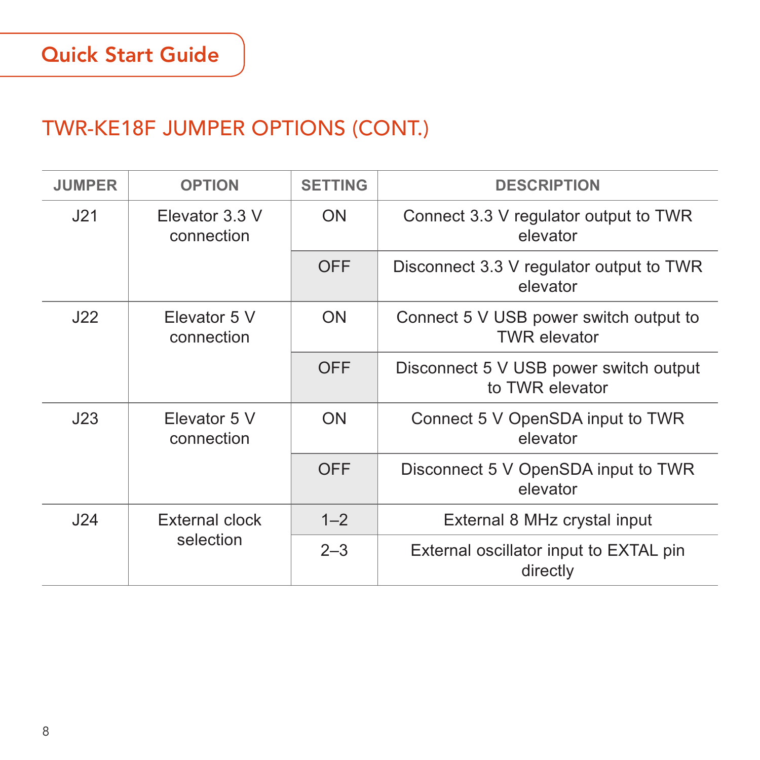## TWR-KE18F JUMPER OPTIONS (CONT.)

| JUMPER | OPTION | SETTING | DESCRIPTION |
|---|---|---|---|
| J21 | Elevator 3.3 V connection | ON | Connect 3.3 V regulator output to TWR elevator |
| | | OFF | Disconnect 3.3 V regulator output to TWR elevator |
| J22 | Elevator 5 V connection | ON | Connect 5 V USB power switch output to TWR elevator |
| | | OFF | Disconnect 5 V USB power switch output to TWR elevator |
| J23 | Elevator 5 V connection | ON | Connect 5 V OpenSDA input to TWR elevator |
| | | OFF | Disconnect 5 V OpenSDA input to TWR elevator |
| J24 | External clock selection | 1–2 | External 8 MHz crystal input |
| | | 2–3 | External oscillator input to EXTAL pin directly |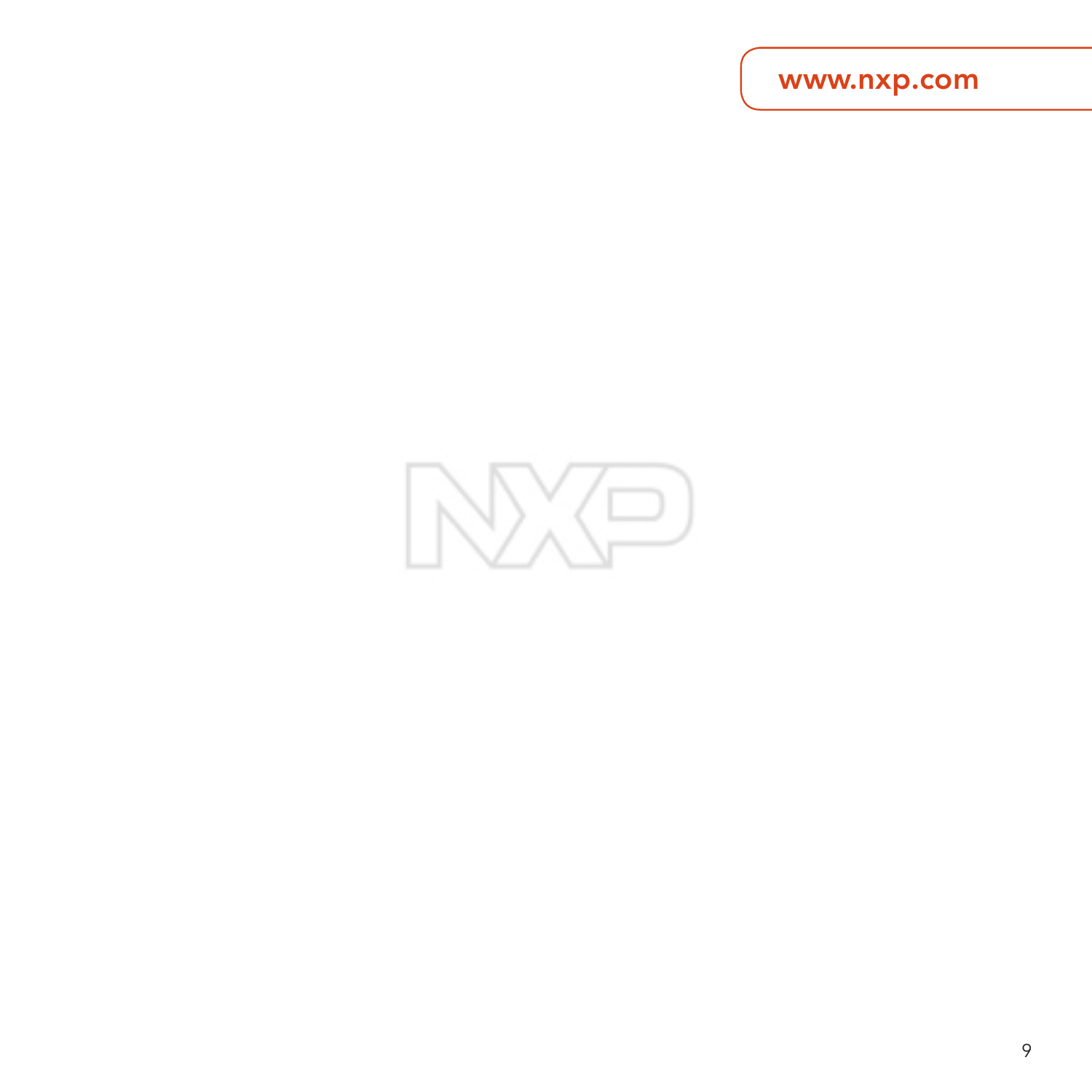www.nxp.com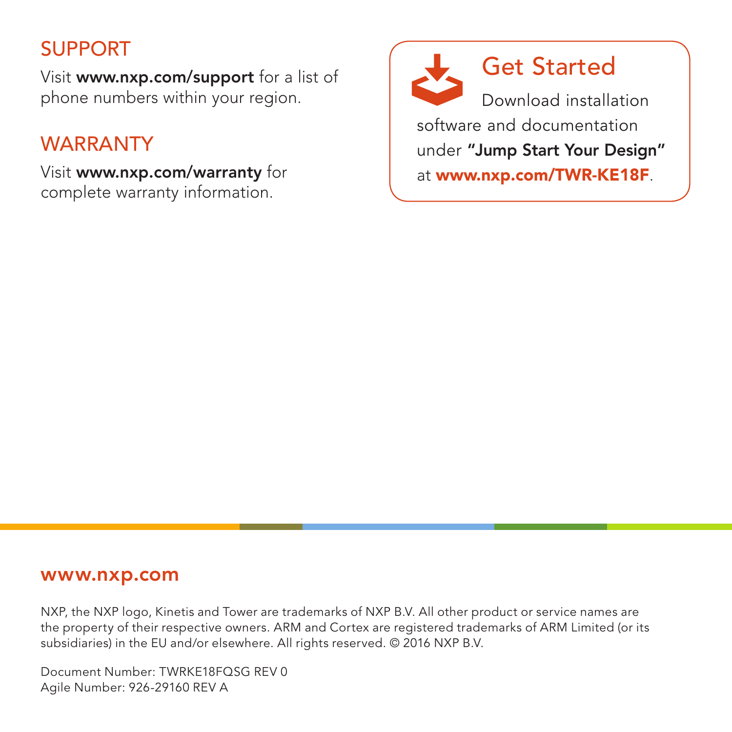## SUPPORT

Visit **www.nxp.com/support** for a list of phone numbers within your region.

## WARRANTY

Visit **www.nxp.com/warranty** for complete warranty information.

## Get Started

Download installation software and documentation under **"Jump Start Your Design"** at **www.nxp.com/TWR-KE18F**.

**www.nxp.com**

NXP, the NXP logo, Kinetis and Tower are trademarks of NXP B.V. All other product or service names are the property of their respective owners. ARM and Cortex are registered trademarks of ARM Limited (or its subsidiaries) in the EU and/or elsewhere. All rights reserved. © 2016 NXP B.V.

Document Number: TWRKE18FQSG REV 0
Agile Number: 926-29160 REV A